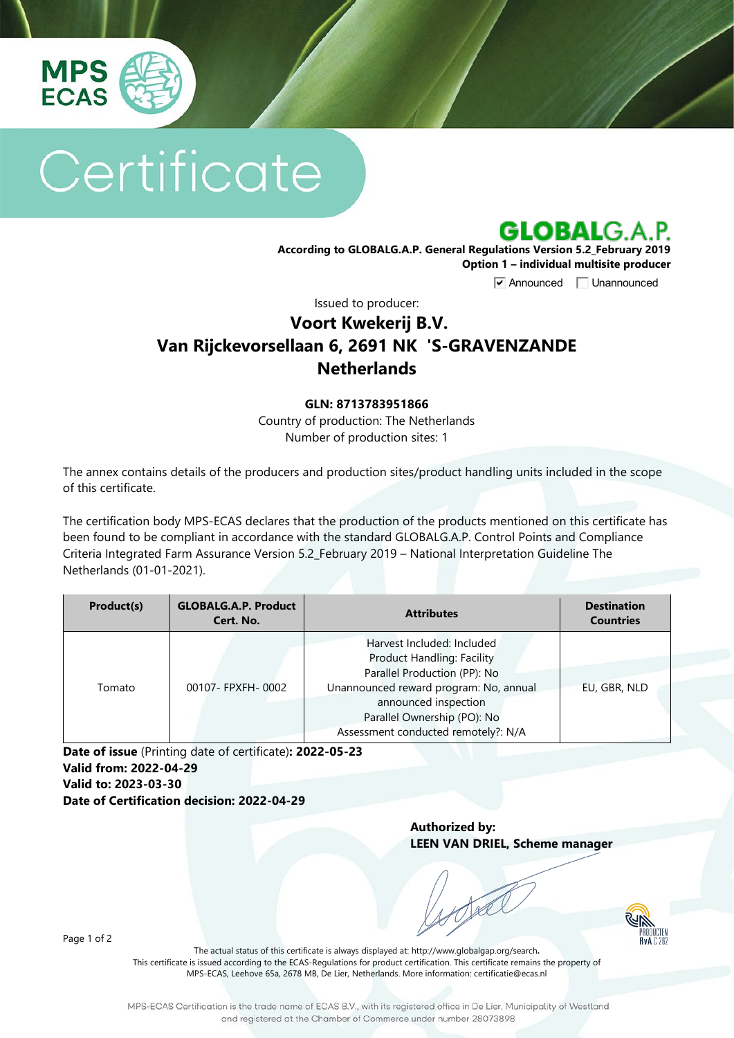MPS ECAS

# Certificate

**GLOBALG.A.P.**

**According to GLOBALG.A.P. General Regulations Version 5.2_February 2019**
**Option 1 – individual multisite producer**

☑ Announced ☐ Unannounced

Issued to producer:

## Voort Kwekerij B.V.
## Van Rijckevorsellaan 6, 2691 NK 'S-GRAVENZANDE
## Netherlands

**GLN: 8713783951866**

Country of production: The Netherlands
Number of production sites: 1

The annex contains details of the producers and production sites/product handling units included in the scope of this certificate.

The certification body MPS-ECAS declares that the production of the products mentioned on this certificate has been found to be compliant in accordance with the standard GLOBALG.A.P. Control Points and Compliance Criteria Integrated Farm Assurance Version 5.2_February 2019 – National Interpretation Guideline The Netherlands (01-01-2021).

| Product(s) | GLOBALG.A.P. Product Cert. No. | Attributes | Destination Countries |
|---|---|---|---|
| Tomato | 00107- FPXFH- 0002 | Harvest Included: Included<br>Product Handling: Facility<br>Parallel Production (PP): No<br>Unannounced reward program: No, annual announced inspection<br>Parallel Ownership (PO): No<br>Assessment conducted remotely?: N/A | EU, GBR, NLD |

**Date of issue** (Printing date of certificate)**: 2022-05-23**
**Valid from: 2022-04-29**
**Valid to: 2023-03-30**
**Date of Certification decision: 2022-04-29**

**Authorized by:**
**LEEN VAN DRIEL, Scheme manager**

The actual status of this certificate is always displayed at: http://www.globalgap.org/search**.**
This certificate is issued according to the ECAS-Regulations for product certification. This certificate remains the property of MPS-ECAS, Leehove 65a, 2678 MB, De Lier, Netherlands. More information: certificatie@ecas.nl

MPS-ECAS Certification is the trade name of ECAS B.V., with its registered office in De Lier, Municipality of Westland and registered at the Chamber of Commerce under number 28073898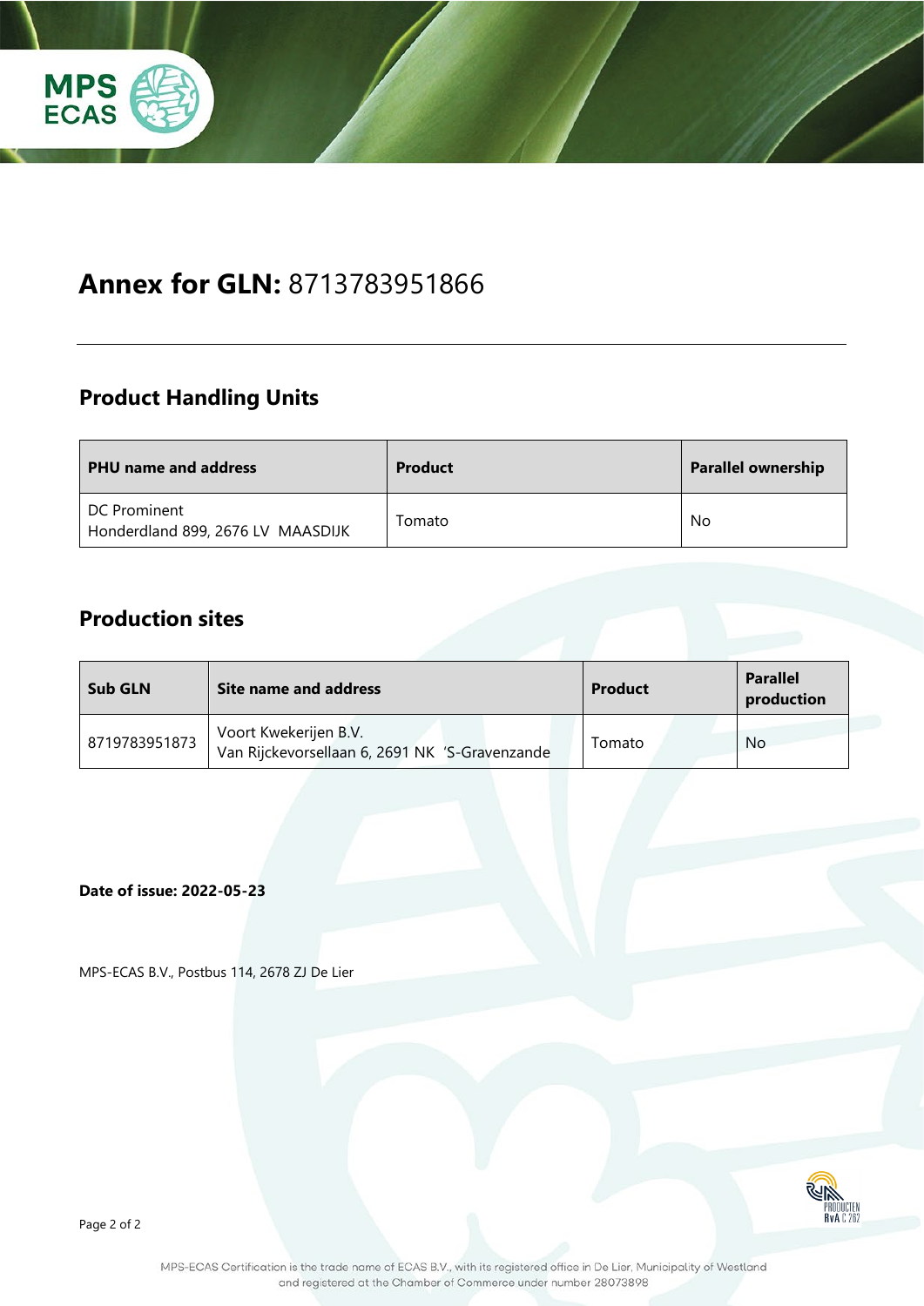# **Annex for GLN:** 8713783951866

## Product Handling Units

| PHU name and address | Product | Parallel ownership |
|---|---|---|
| DC Prominent<br>Honderdland 899, 2676 LV  MAASDIJK | Tomato | No |

## Production sites

| Sub GLN | Site name and address | Product | Parallel production |
|---|---|---|---|
| 8719783951873 | Voort Kwekerijen B.V.<br>Van Rijckevorsellaan 6, 2691 NK  'S-Gravenzande | Tomato | No |

**Date of issue: 2022-05-23**

MPS-ECAS B.V., Postbus 114, 2678 ZJ De Lier

MPS-ECAS Certification is the trade name of ECAS B.V., with its registered office in De Lier, Municipality of Westland and registered at the Chamber of Commerce under number 28073898